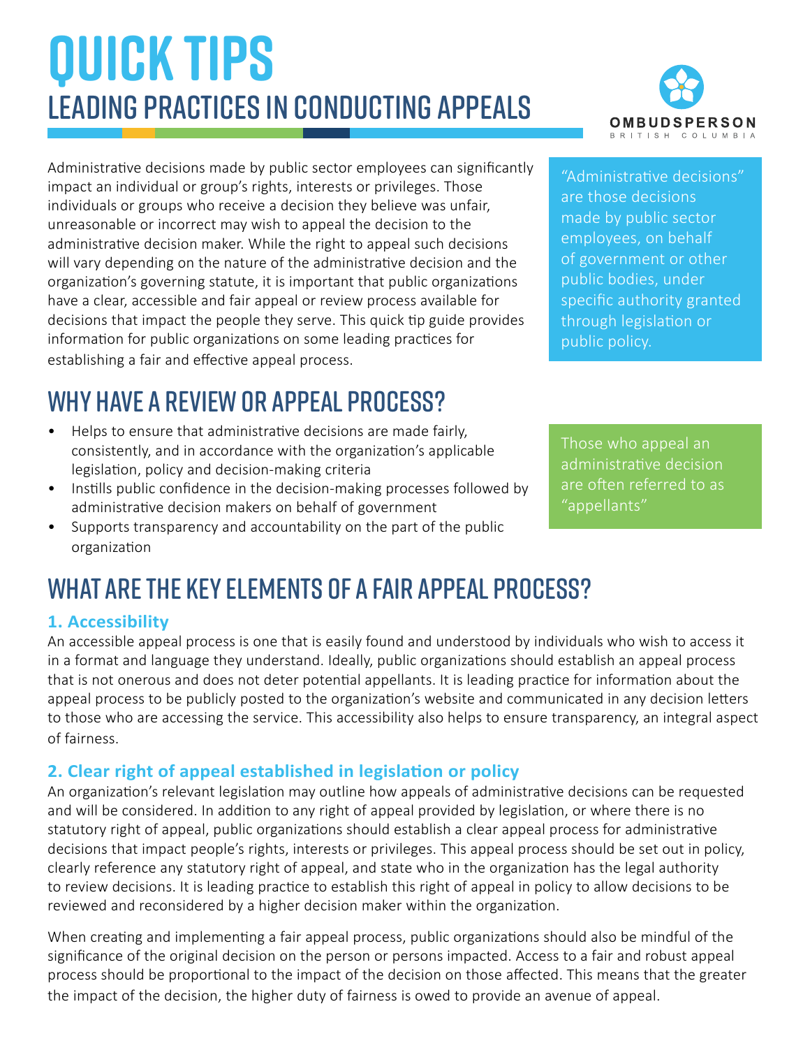# QUICK TIPS

## LEADING PRACTICES IN CONDUCTING APPEALS

OMBUDSPERSON
BRITISH COLUMBIA

Administrative decisions made by public sector employees can significantly impact an individual or group's rights, interests or privileges. Those individuals or groups who receive a decision they believe was unfair, unreasonable or incorrect may wish to appeal the decision to the administrative decision maker. While the right to appeal such decisions will vary depending on the nature of the administrative decision and the organization's governing statute, it is important that public organizations have a clear, accessible and fair appeal or review process available for decisions that impact the people they serve. This quick tip guide provides information for public organizations on some leading practices for establishing a fair and effective appeal process.

> "Administrative decisions" are those decisions made by public sector employees, on behalf of government or other public bodies, under specific authority granted through legislation or public policy.

## WHY HAVE A REVIEW OR APPEAL PROCESS?

- Helps to ensure that administrative decisions are made fairly, consistently, and in accordance with the organization's applicable legislation, policy and decision-making criteria
- Instills public confidence in the decision-making processes followed by administrative decision makers on behalf of government
- Supports transparency and accountability on the part of the public organization

> Those who appeal an administrative decision are often referred to as "appellants"

## WHAT ARE THE KEY ELEMENTS OF A FAIR APPEAL PROCESS?

### 1. Accessibility

An accessible appeal process is one that is easily found and understood by individuals who wish to access it in a format and language they understand. Ideally, public organizations should establish an appeal process that is not onerous and does not deter potential appellants. It is leading practice for information about the appeal process to be publicly posted to the organization's website and communicated in any decision letters to those who are accessing the service. This accessibility also helps to ensure transparency, an integral aspect of fairness.

### 2. Clear right of appeal established in legislation or policy

An organization's relevant legislation may outline how appeals of administrative decisions can be requested and will be considered. In addition to any right of appeal provided by legislation, or where there is no statutory right of appeal, public organizations should establish a clear appeal process for administrative decisions that impact people's rights, interests or privileges. This appeal process should be set out in policy, clearly reference any statutory right of appeal, and state who in the organization has the legal authority to review decisions. It is leading practice to establish this right of appeal in policy to allow decisions to be reviewed and reconsidered by a higher decision maker within the organization.

When creating and implementing a fair appeal process, public organizations should also be mindful of the significance of the original decision on the person or persons impacted. Access to a fair and robust appeal process should be proportional to the impact of the decision on those affected. This means that the greater the impact of the decision, the higher duty of fairness is owed to provide an avenue of appeal.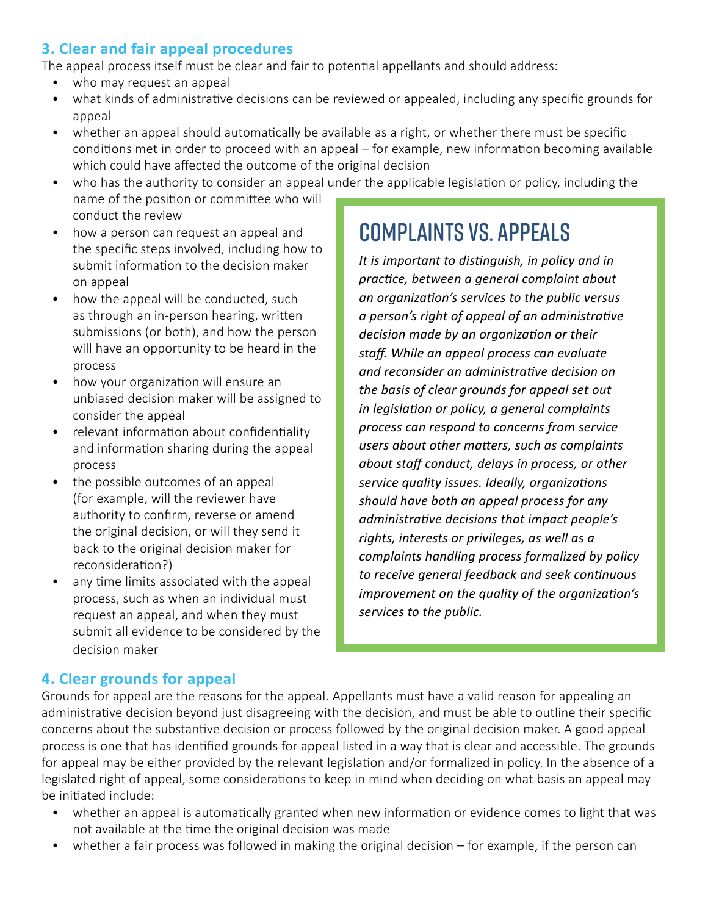### 3. Clear and fair appeal procedures

The appeal process itself must be clear and fair to potential appellants and should address:

- who may request an appeal
- what kinds of administrative decisions can be reviewed or appealed, including any specific grounds for appeal
- whether an appeal should automatically be available as a right, or whether there must be specific conditions met in order to proceed with an appeal – for example, new information becoming available which could have affected the outcome of the original decision
- who has the authority to consider an appeal under the applicable legislation or policy, including the name of the position or committee who will conduct the review
- how a person can request an appeal and the specific steps involved, including how to submit information to the decision maker on appeal
- how the appeal will be conducted, such as through an in-person hearing, written submissions (or both), and how the person will have an opportunity to be heard in the process
- how your organization will ensure an unbiased decision maker will be assigned to consider the appeal
- relevant information about confidentiality and information sharing during the appeal process
- the possible outcomes of an appeal (for example, will the reviewer have authority to confirm, reverse or amend the original decision, or will they send it back to the original decision maker for reconsideration?)
- any time limits associated with the appeal process, such as when an individual must request an appeal, and when they must submit all evidence to be considered by the decision maker

## COMPLAINTS VS. APPEALS

*It is important to distinguish, in policy and in practice, between a general complaint about an organization's services to the public versus a person's right of appeal of an administrative decision made by an organization or their staff. While an appeal process can evaluate and reconsider an administrative decision on the basis of clear grounds for appeal set out in legislation or policy, a general complaints process can respond to concerns from service users about other matters, such as complaints about staff conduct, delays in process, or other service quality issues. Ideally, organizations should have both an appeal process for any administrative decisions that impact people's rights, interests or privileges, as well as a complaints handling process formalized by policy to receive general feedback and seek continuous improvement on the quality of the organization's services to the public.*

### 4. Clear grounds for appeal

Grounds for appeal are the reasons for the appeal. Appellants must have a valid reason for appealing an administrative decision beyond just disagreeing with the decision, and must be able to outline their specific concerns about the substantive decision or process followed by the original decision maker. A good appeal process is one that has identified grounds for appeal listed in a way that is clear and accessible. The grounds for appeal may be either provided by the relevant legislation and/or formalized in policy. In the absence of a legislated right of appeal, some considerations to keep in mind when deciding on what basis an appeal may be initiated include:

- whether an appeal is automatically granted when new information or evidence comes to light that was not available at the time the original decision was made
- whether a fair process was followed in making the original decision – for example, if the person can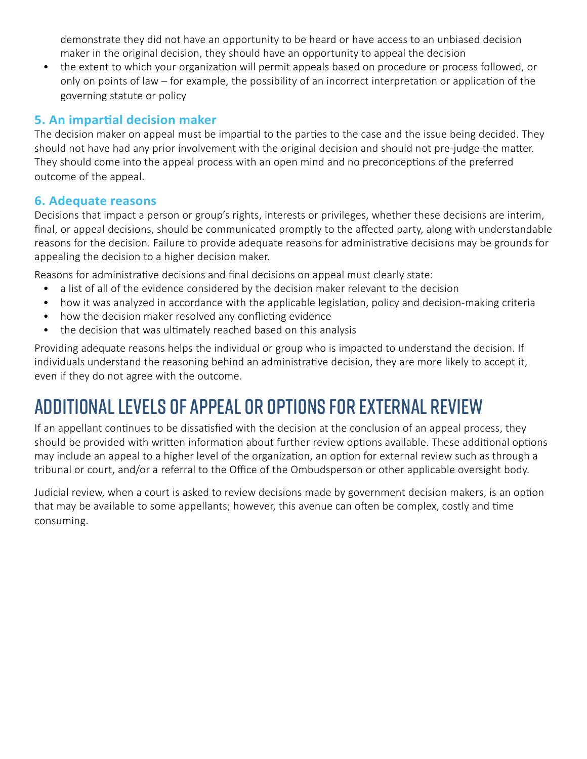demonstrate they did not have an opportunity to be heard or have access to an unbiased decision maker in the original decision, they should have an opportunity to appeal the decision

- the extent to which your organization will permit appeals based on procedure or process followed, or only on points of law – for example, the possibility of an incorrect interpretation or application of the governing statute or policy

### 5. An impartial decision maker

The decision maker on appeal must be impartial to the parties to the case and the issue being decided. They should not have had any prior involvement with the original decision and should not pre-judge the matter. They should come into the appeal process with an open mind and no preconceptions of the preferred outcome of the appeal.

### 6. Adequate reasons

Decisions that impact a person or group's rights, interests or privileges, whether these decisions are interim, final, or appeal decisions, should be communicated promptly to the affected party, along with understandable reasons for the decision. Failure to provide adequate reasons for administrative decisions may be grounds for appealing the decision to a higher decision maker.

Reasons for administrative decisions and final decisions on appeal must clearly state:

- a list of all of the evidence considered by the decision maker relevant to the decision
- how it was analyzed in accordance with the applicable legislation, policy and decision-making criteria
- how the decision maker resolved any conflicting evidence
- the decision that was ultimately reached based on this analysis

Providing adequate reasons helps the individual or group who is impacted to understand the decision. If individuals understand the reasoning behind an administrative decision, they are more likely to accept it, even if they do not agree with the outcome.

## ADDITIONAL LEVELS OF APPEAL OR OPTIONS FOR EXTERNAL REVIEW

If an appellant continues to be dissatisfied with the decision at the conclusion of an appeal process, they should be provided with written information about further review options available. These additional options may include an appeal to a higher level of the organization, an option for external review such as through a tribunal or court, and/or a referral to the Office of the Ombudsperson or other applicable oversight body.

Judicial review, when a court is asked to review decisions made by government decision makers, is an option that may be available to some appellants; however, this avenue can often be complex, costly and time consuming.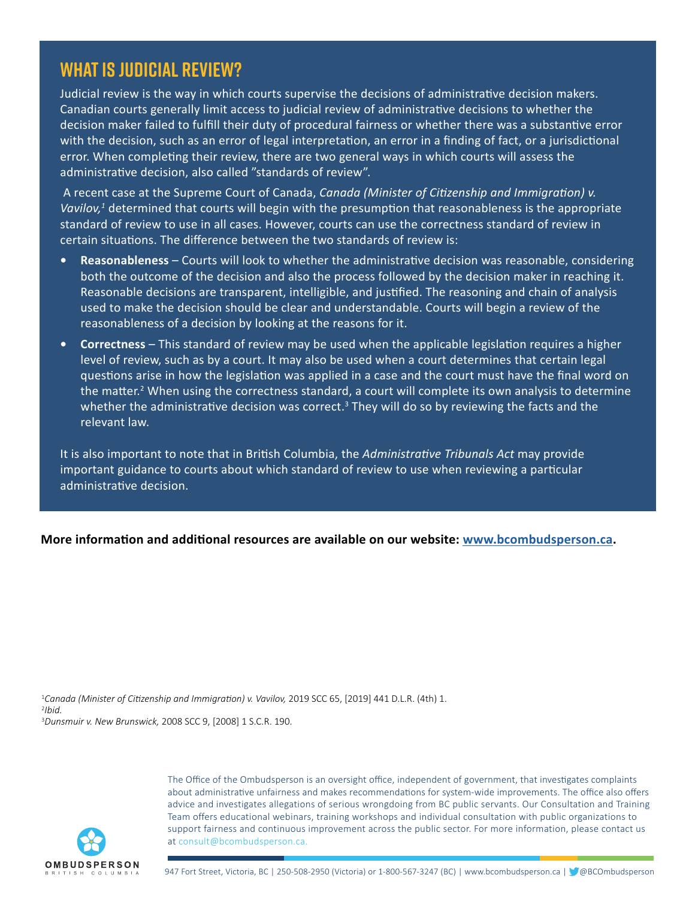## WHAT IS JUDICIAL REVIEW?

Judicial review is the way in which courts supervise the decisions of administrative decision makers. Canadian courts generally limit access to judicial review of administrative decisions to whether the decision maker failed to fulfill their duty of procedural fairness or whether there was a substantive error with the decision, such as an error of legal interpretation, an error in a finding of fact, or a jurisdictional error. When completing their review, there are two general ways in which courts will assess the administrative decision, also called "standards of review".

A recent case at the Supreme Court of Canada, *Canada (Minister of Citizenship and Immigration) v. Vavilov,*[1] determined that courts will begin with the presumption that reasonableness is the appropriate standard of review to use in all cases. However, courts can use the correctness standard of review in certain situations. The difference between the two standards of review is:

- **Reasonableness** – Courts will look to whether the administrative decision was reasonable, considering both the outcome of the decision and also the process followed by the decision maker in reaching it. Reasonable decisions are transparent, intelligible, and justified. The reasoning and chain of analysis used to make the decision should be clear and understandable. Courts will begin a review of the reasonableness of a decision by looking at the reasons for it.
- **Correctness** – This standard of review may be used when the applicable legislation requires a higher level of review, such as by a court. It may also be used when a court determines that certain legal questions arise in how the legislation was applied in a case and the court must have the final word on the matter.[2] When using the correctness standard, a court will complete its own analysis to determine whether the administrative decision was correct.[3] They will do so by reviewing the facts and the relevant law.

It is also important to note that in British Columbia, the *Administrative Tribunals Act* may provide important guidance to courts about which standard of review to use when reviewing a particular administrative decision.

**More information and additional resources are available on our website: [www.bcombudsperson.ca](http://www.bcombudsperson.ca).**

[1] *Canada (Minister of Citizenship and Immigration) v. Vavilov,* 2019 SCC 65, [2019] 441 D.L.R. (4th) 1.
[2] *Ibid.*
[3] *Dunsmuir v. New Brunswick,* 2008 SCC 9, [2008] 1 S.C.R. 190.

The Office of the Ombudsperson is an oversight office, independent of government, that investigates complaints about administrative unfairness and makes recommendations for system-wide improvements. The office also offers advice and investigates allegations of serious wrongdoing from BC public servants. Our Consultation and Training Team offers educational webinars, training workshops and individual consultation with public organizations to support fairness and continuous improvement across the public sector. For more information, please contact us at consult@bcombudsperson.ca.

OMBUDSPERSON BRITISH COLUMBIA

947 Fort Street, Victoria, BC | 250-508-2950 (Victoria) or 1-800-567-3247 (BC) | www.bcombudsperson.ca | @BCOmbudsperson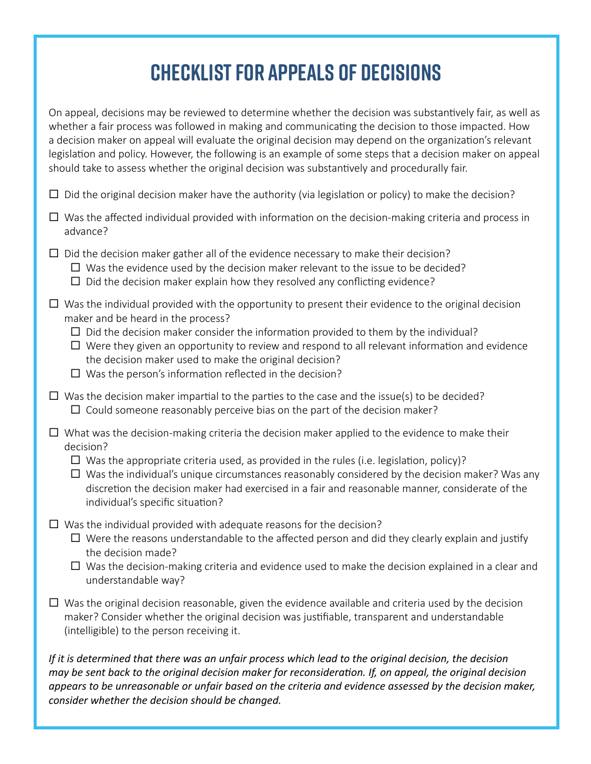# CHECKLIST FOR APPEALS OF DECISIONS

On appeal, decisions may be reviewed to determine whether the decision was substantively fair, as well as whether a fair process was followed in making and communicating the decision to those impacted. How a decision maker on appeal will evaluate the original decision may depend on the organization's relevant legislation and policy. However, the following is an example of some steps that a decision maker on appeal should take to assess whether the original decision was substantively and procedurally fair.

- ☐ Did the original decision maker have the authority (via legislation or policy) to make the decision?
- ☐ Was the affected individual provided with information on the decision-making criteria and process in advance?
- ☐ Did the decision maker gather all of the evidence necessary to make their decision?
  - ☐ Was the evidence used by the decision maker relevant to the issue to be decided?
  - ☐ Did the decision maker explain how they resolved any conflicting evidence?
- ☐ Was the individual provided with the opportunity to present their evidence to the original decision maker and be heard in the process?
  - ☐ Did the decision maker consider the information provided to them by the individual?
  - ☐ Were they given an opportunity to review and respond to all relevant information and evidence the decision maker used to make the original decision?
  - ☐ Was the person's information reflected in the decision?
- ☐ Was the decision maker impartial to the parties to the case and the issue(s) to be decided?
  - ☐ Could someone reasonably perceive bias on the part of the decision maker?
- ☐ What was the decision-making criteria the decision maker applied to the evidence to make their decision?
  - ☐ Was the appropriate criteria used, as provided in the rules (i.e. legislation, policy)?
  - ☐ Was the individual's unique circumstances reasonably considered by the decision maker? Was any discretion the decision maker had exercised in a fair and reasonable manner, considerate of the individual's specific situation?
- ☐ Was the individual provided with adequate reasons for the decision?
  - ☐ Were the reasons understandable to the affected person and did they clearly explain and justify the decision made?
  - ☐ Was the decision-making criteria and evidence used to make the decision explained in a clear and understandable way?
- ☐ Was the original decision reasonable, given the evidence available and criteria used by the decision maker? Consider whether the original decision was justifiable, transparent and understandable (intelligible) to the person receiving it.

*If it is determined that there was an unfair process which lead to the original decision, the decision may be sent back to the original decision maker for reconsideration. If, on appeal, the original decision appears to be unreasonable or unfair based on the criteria and evidence assessed by the decision maker, consider whether the decision should be changed.*